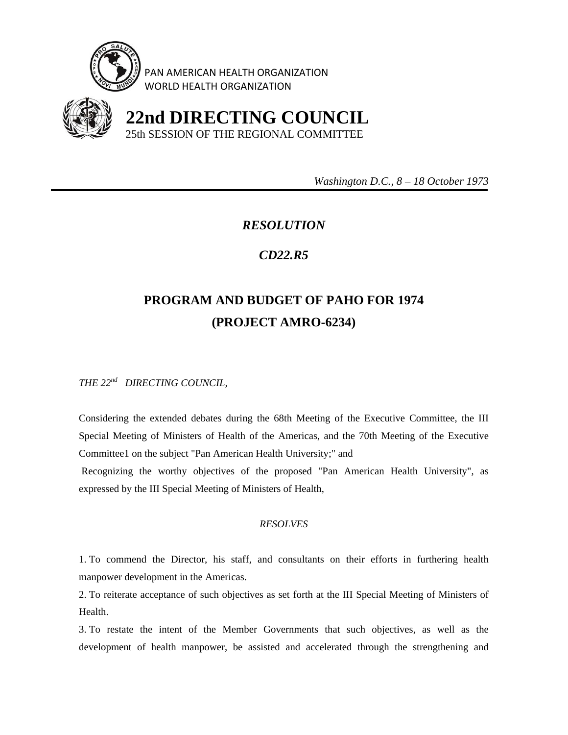PAN AMERICAN HEALTH ORGANIZATION
WORLD HEALTH ORGANIZATION

# 22nd DIRECTING COUNCIL

25th SESSION OF THE REGIONAL COMMITTEE

*Washington D.C., 8 – 18 October 1973*

---

## *RESOLUTION*

## *CD22.R5*

## PROGRAM AND BUDGET OF PAHO FOR 1974 (PROJECT AMRO-6234)

*THE 22nd DIRECTING COUNCIL,*

Considering the extended debates during the 68th Meeting of the Executive Committee, the III Special Meeting of Ministers of Health of the Americas, and the 70th Meeting of the Executive Committee1 on the subject "Pan American Health University;" and

Recognizing the worthy objectives of the proposed "Pan American Health University", as expressed by the III Special Meeting of Ministers of Health,

*RESOLVES*

1. To commend the Director, his staff, and consultants on their efforts in furthering health manpower development in the Americas.
2. To reiterate acceptance of such objectives as set forth at the III Special Meeting of Ministers of Health.
3. To restate the intent of the Member Governments that such objectives, as well as the development of health manpower, be assisted and accelerated through the strengthening and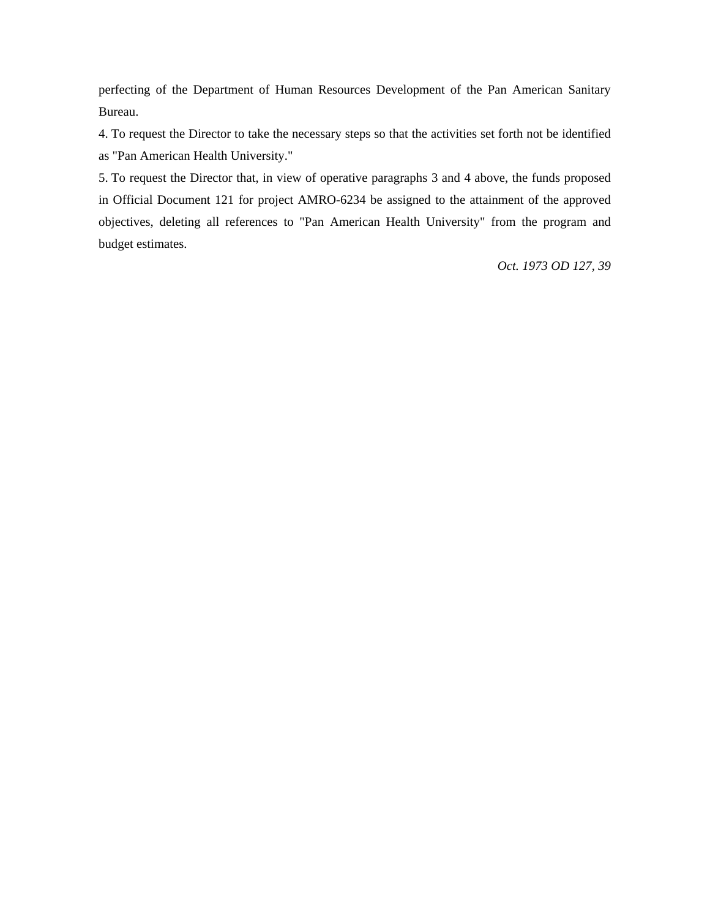perfecting of the Department of Human Resources Development of the Pan American Sanitary Bureau.

4. To request the Director to take the necessary steps so that the activities set forth not be identified as "Pan American Health University."

5. To request the Director that, in view of operative paragraphs 3 and 4 above, the funds proposed in Official Document 121 for project AMRO-6234 be assigned to the attainment of the approved objectives, deleting all references to "Pan American Health University" from the program and budget estimates.

*Oct. 1973 OD 127, 39*